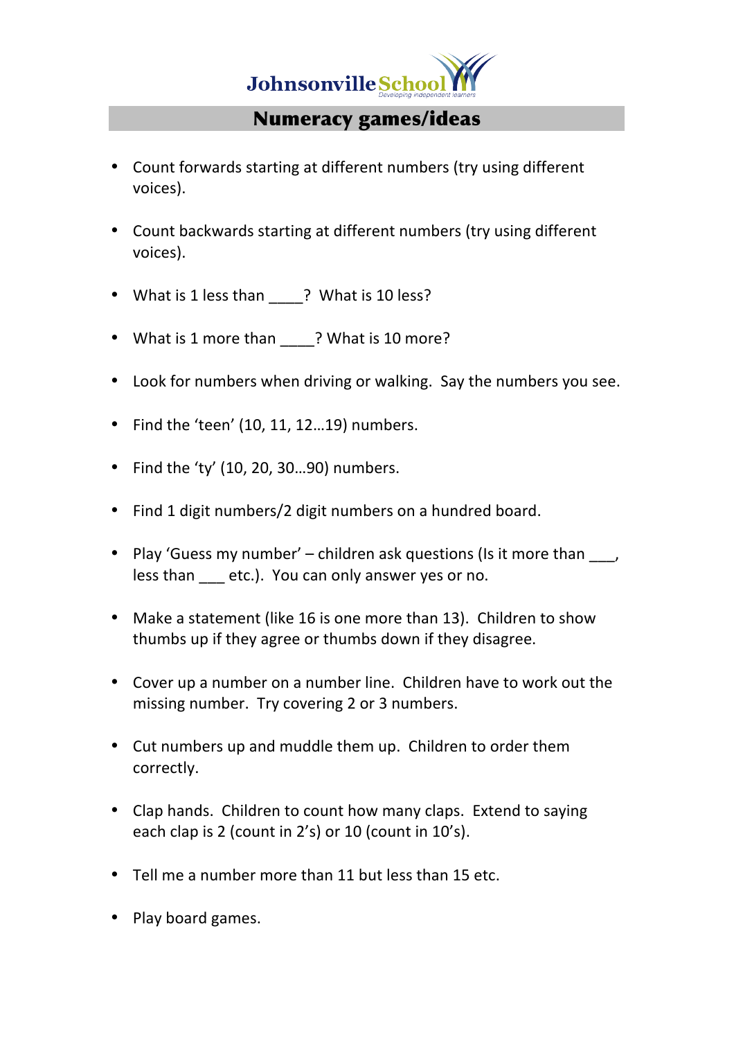Johnsonville School
Developing independent learners

## Numeracy games/ideas

- Count forwards starting at different numbers (try using different voices).
- Count backwards starting at different numbers (try using different voices).
- What is 1 less than ____? What is 10 less?
- What is 1 more than ____? What is 10 more?
- Look for numbers when driving or walking. Say the numbers you see.
- Find the 'teen' (10, 11, 12…19) numbers.
- Find the 'ty' (10, 20, 30…90) numbers.
- Find 1 digit numbers/2 digit numbers on a hundred board.
- Play 'Guess my number' – children ask questions (Is it more than ___, less than ___ etc.). You can only answer yes or no.
- Make a statement (like 16 is one more than 13). Children to show thumbs up if they agree or thumbs down if they disagree.
- Cover up a number on a number line. Children have to work out the missing number. Try covering 2 or 3 numbers.
- Cut numbers up and muddle them up. Children to order them correctly.
- Clap hands. Children to count how many claps. Extend to saying each clap is 2 (count in 2's) or 10 (count in 10's).
- Tell me a number more than 11 but less than 15 etc.
- Play board games.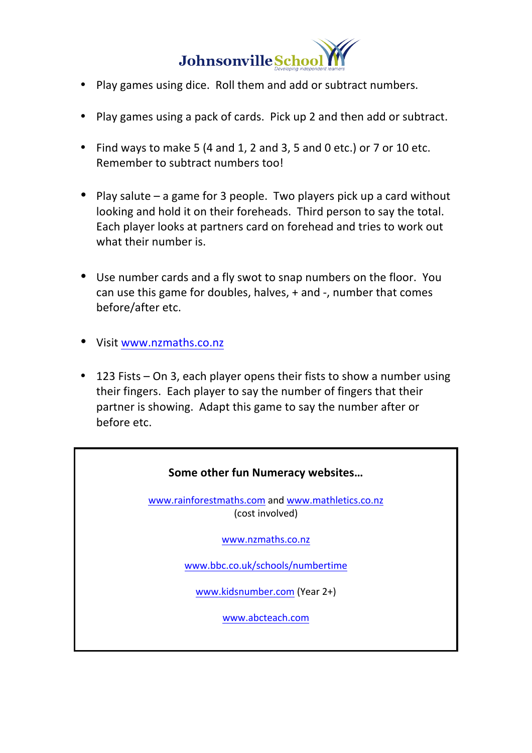- Play games using dice. Roll them and add or subtract numbers.

- Play games using a pack of cards. Pick up 2 and then add or subtract.

- Find ways to make 5 (4 and 1, 2 and 3, 5 and 0 etc.) or 7 or 10 etc. Remember to subtract numbers too!

- Play salute – a game for 3 people. Two players pick up a card without looking and hold it on their foreheads. Third person to say the total. Each player looks at partners card on forehead and tries to work out what their number is.

- Use number cards and a fly swot to snap numbers on the floor. You can use this game for doubles, halves, + and -, number that comes before/after etc.

- Visit www.nzmaths.co.nz

- 123 Fists – On 3, each player opens their fists to show a number using their fingers. Each player to say the number of fingers that their partner is showing. Adapt this game to say the number after or before etc.

**Some other fun Numeracy websites…**

www.rainforestmaths.com and www.mathletics.co.nz
(cost involved)

www.nzmaths.co.nz

www.bbc.co.uk/schools/numbertime

www.kidsnumber.com (Year 2+)

www.abcteach.com